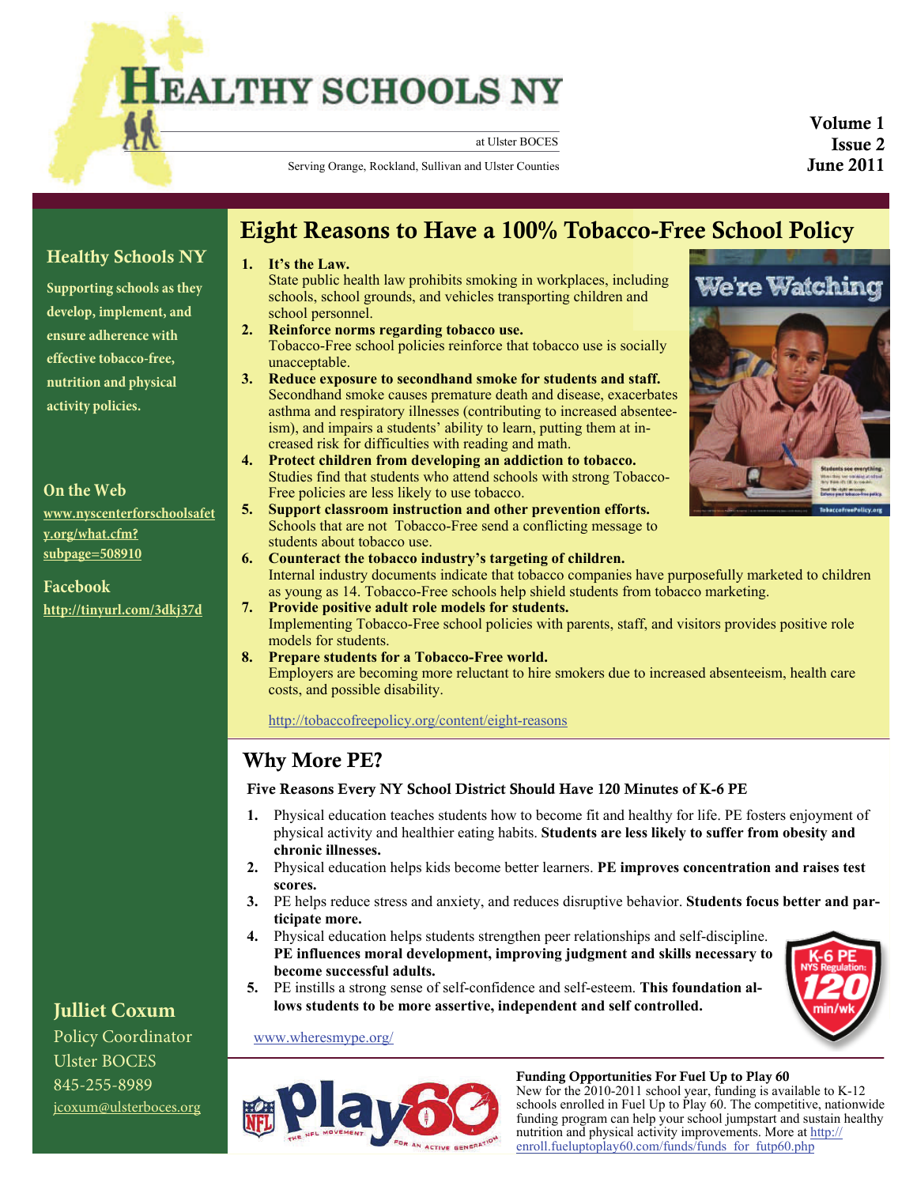# Healthy Schools NY

at Ulster BOCES

Serving Orange, Rockland, Sullivan and Ulster Counties

Volume 1
Issue 2
June 2011

## Healthy Schools NY

**Supporting schools as they develop, implement, and ensure adherence with effective tobacco-free, nutrition and physical activity policies.**

**On the Web**

[www.nyscenterforschoolsafety.org/what.cfm?subpage=508910](www.nyscenterforschoolsafety.org/what.cfm?subpage=508910)

**Facebook**

[http://tinyurl.com/3dkj37d](http://tinyurl.com/3dkj37d)

## Eight Reasons to Have a 100% Tobacco-Free School Policy

1. **It's the Law.**
   State public health law prohibits smoking in workplaces, including schools, school grounds, and vehicles transporting children and school personnel.
2. **Reinforce norms regarding tobacco use.**
   Tobacco-Free school policies reinforce that tobacco use is socially unacceptable.
3. **Reduce exposure to secondhand smoke for students and staff.**
   Secondhand smoke causes premature death and disease, exacerbates asthma and respiratory illnesses (contributing to increased absenteeism), and impairs a students' ability to learn, putting them at increased risk for difficulties with reading and math.
4. **Protect children from developing an addiction to tobacco.**
   Studies find that students who attend schools with strong Tobacco-Free policies are less likely to use tobacco.
5. **Support classroom instruction and other prevention efforts.**
   Schools that are not Tobacco-Free send a conflicting message to students about tobacco use.
6. **Counteract the tobacco industry's targeting of children.**
   Internal industry documents indicate that tobacco companies have purposefully marketed to children as young as 14. Tobacco-Free schools help shield students from tobacco marketing.
7. **Provide positive adult role models for students.**
   Implementing Tobacco-Free school policies with parents, staff, and visitors provides positive role models for students.
8. **Prepare students for a Tobacco-Free world.**
   Employers are becoming more reluctant to hire smokers due to increased absenteeism, health care costs, and possible disability.

[http://tobaccofreepolicy.org/content/eight-reasons](http://tobaccofreepolicy.org/content/eight-reasons)

## Why More PE?

**Five Reasons Every NY School District Should Have 120 Minutes of K-6 PE**

1. Physical education teaches students how to become fit and healthy for life. PE fosters enjoyment of physical activity and healthier eating habits. **Students are less likely to suffer from obesity and chronic illnesses.**
2. Physical education helps kids become better learners. **PE improves concentration and raises test scores.**
3. PE helps reduce stress and anxiety, and reduces disruptive behavior. **Students focus better and participate more.**
4. Physical education helps students strengthen peer relationships and self-discipline. **PE influences moral development, improving judgment and skills necessary to become successful adults.**
5. PE instills a strong sense of self-confidence and self-esteem. **This foundation allows students to be more assertive, independent and self controlled.**

[www.wheresmype.org/](www.wheresmype.org/)

**Funding Opportunities For Fuel Up to Play 60**
New for the 2010-2011 school year, funding is available to K-12 schools enrolled in Fuel Up to Play 60. The competitive, nationwide funding program can help your school jumpstart and sustain healthy nutrition and physical activity improvements. More at [http://enroll.fueluptoplay60.com/funds/funds_for_futp60.php](http://enroll.fueluptoplay60.com/funds/funds_for_futp60.php)

**Julliet Coxum**
Policy Coordinator
Ulster BOCES
845-255-8989
[jcoxum@ulsterboces.org](mailto:jcoxum@ulsterboces.org)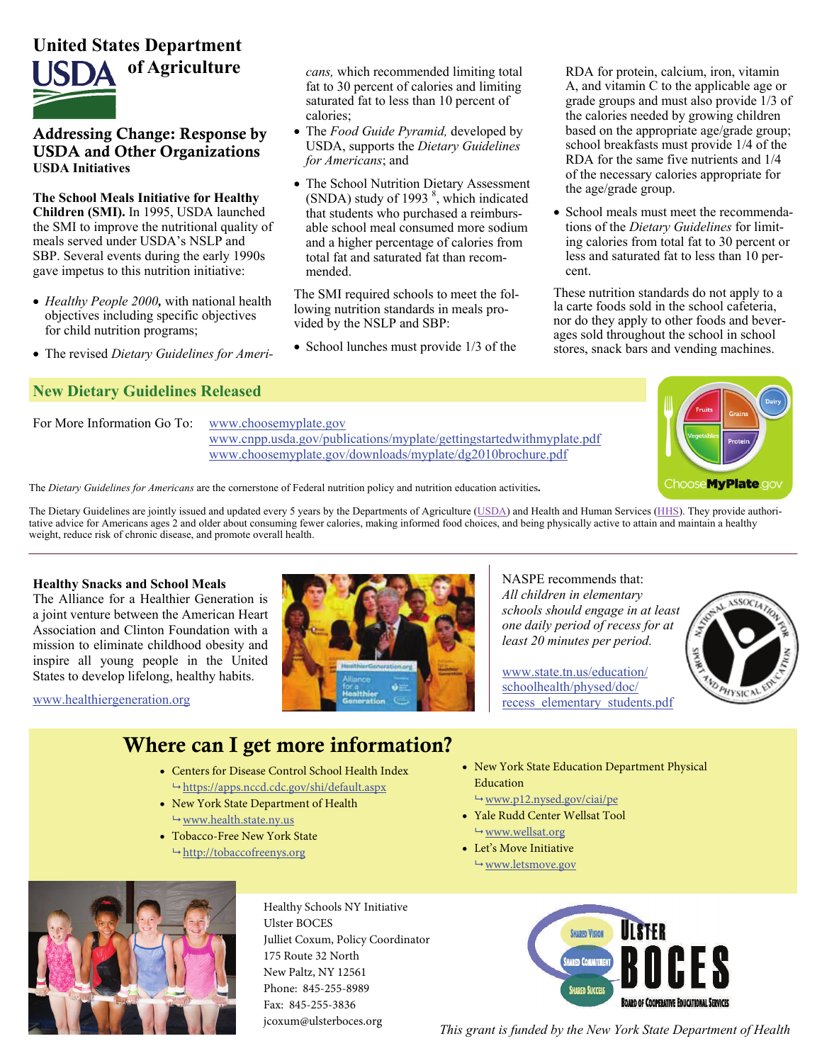# United States Department of Agriculture

## Addressing Change: Response by USDA and Other Organizations

### USDA Initiatives

**The School Meals Initiative for Healthy Children (SMI).** In 1995, USDA launched the SMI to improve the nutritional quality of meals served under USDA's NSLP and SBP. Several events during the early 1990s gave impetus to this nutrition initiative:

- *Healthy People 2000,* with national health objectives including specific objectives for child nutrition programs;
- The revised *Dietary Guidelines for Americans,* which recommended limiting total fat to 30 percent of calories and limiting saturated fat to less than 10 percent of calories;
- The *Food Guide Pyramid,* developed by USDA, supports the *Dietary Guidelines for Americans*; and
- The School Nutrition Dietary Assessment (SNDA) study of 1993 [8], which indicated that students who purchased a reimbursable school meal consumed more sodium and a higher percentage of calories from total fat and saturated fat than recommended.

The SMI required schools to meet the following nutrition standards in meals provided by the NSLP and SBP:

- School lunches must provide 1/3 of the RDA for protein, calcium, iron, vitamin A, and vitamin C to the applicable age or grade groups and must also provide 1/3 of the calories needed by growing children based on the appropriate age/grade group; school breakfasts must provide 1/4 of the RDA for the same five nutrients and 1/4 of the necessary calories appropriate for the age/grade group.
- School meals must meet the recommendations of the *Dietary Guidelines* for limiting calories from total fat to 30 percent or less and saturated fat to less than 10 percent.

These nutrition standards do not apply to a la carte foods sold in the school cafeteria, nor do they apply to other foods and beverages sold throughout the school in school stores, snack bars and vending machines.

## New Dietary Guidelines Released

For More Information Go To: www.choosemyplate.gov
www.cnpp.usda.gov/publications/myplate/gettingstartedwithmyplate.pdf
www.choosemyplate.gov/downloads/myplate/dg2010brochure.pdf

The *Dietary Guidelines for Americans* are the cornerstone of Federal nutrition policy and nutrition education activities**.**

The Dietary Guidelines are jointly issued and updated every 5 years by the Departments of Agriculture (USDA) and Health and Human Services (HHS). They provide authoritative advice for Americans ages 2 and older about consuming fewer calories, making informed food choices, and being physically active to attain and maintain a healthy weight, reduce risk of chronic disease, and promote overall health.

---

### Healthy Snacks and School Meals

The Alliance for a Healthier Generation is a joint venture between the American Heart Association and Clinton Foundation with a mission to eliminate childhood obesity and inspire all young people in the United States to develop lifelong, healthy habits.

www.healthiergeneration.org

NASPE recommends that:
*All children in elementary schools should engage in at least one daily period of recess for at least 20 minutes per period.*

www.state.tn.us/education/schoolhealth/physed/doc/recess_elementary_students.pdf

## Where can I get more information?

- Centers for Disease Control School Health Index
  ↪ https://apps.nccd.cdc.gov/shi/default.aspx
- New York State Department of Health
  ↪ www.health.state.ny.us
- Tobacco-Free New York State
  ↪ http://tobaccofreenys.org
- New York State Education Department Physical Education
  ↪ www.p12.nysed.gov/ciai/pe
- Yale Rudd Center Wellsat Tool
  ↪ www.wellsat.org
- Let's Move Initiative
  ↪ www.letsmove.gov

Healthy Schools NY Initiative
Ulster BOCES
Julliet Coxum, Policy Coordinator
175 Route 32 North
New Paltz, NY 12561
Phone: 845-255-8989
Fax: 845-255-3836
jcoxum@ulsterboces.org

*This grant is funded by the New York State Department of Health*